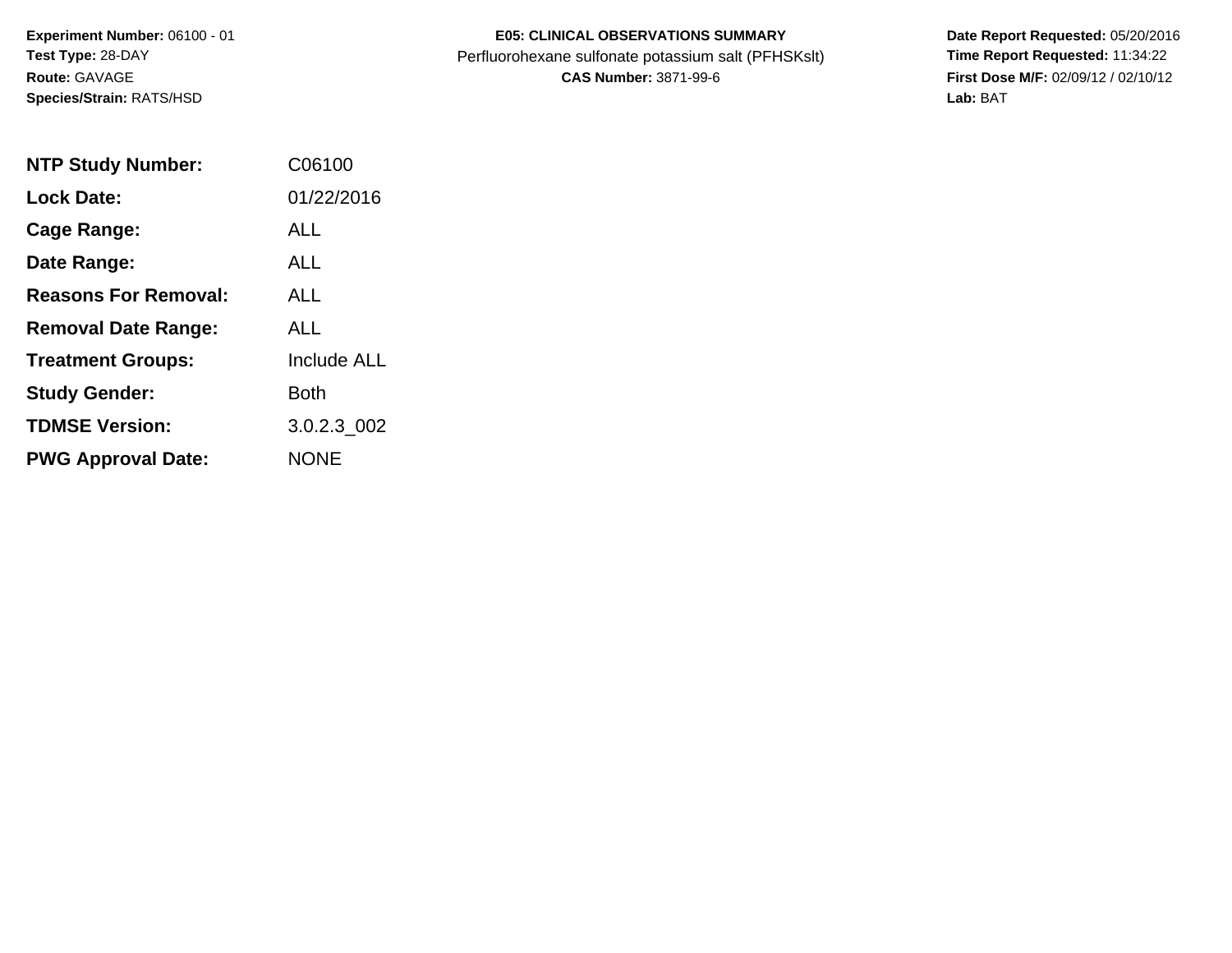**Experiment Number:** 06100 - 01
**Test Type:** 28-DAY
**Route:** GAVAGE
**Species/Strain:** RATS/HSD

**E05: CLINICAL OBSERVATIONS SUMMARY**
Perfluorohexane sulfonate potassium salt (PFHSKslt)
**CAS Number:** 3871-99-6

**Date Report Requested:** 05/20/2016
**Time Report Requested:** 11:34:22
**First Dose M/F:** 02/09/12 / 02/10/12
**Lab:** BAT

| | |
|---|---|
| **NTP Study Number:** | C06100 |
| **Lock Date:** | 01/22/2016 |
| **Cage Range:** | ALL |
| **Date Range:** | ALL |
| **Reasons For Removal:** | ALL |
| **Removal Date Range:** | ALL |
| **Treatment Groups:** | Include ALL |
| **Study Gender:** | Both |
| **TDMSE Version:** | 3.0.2.3_002 |
| **PWG Approval Date:** | NONE |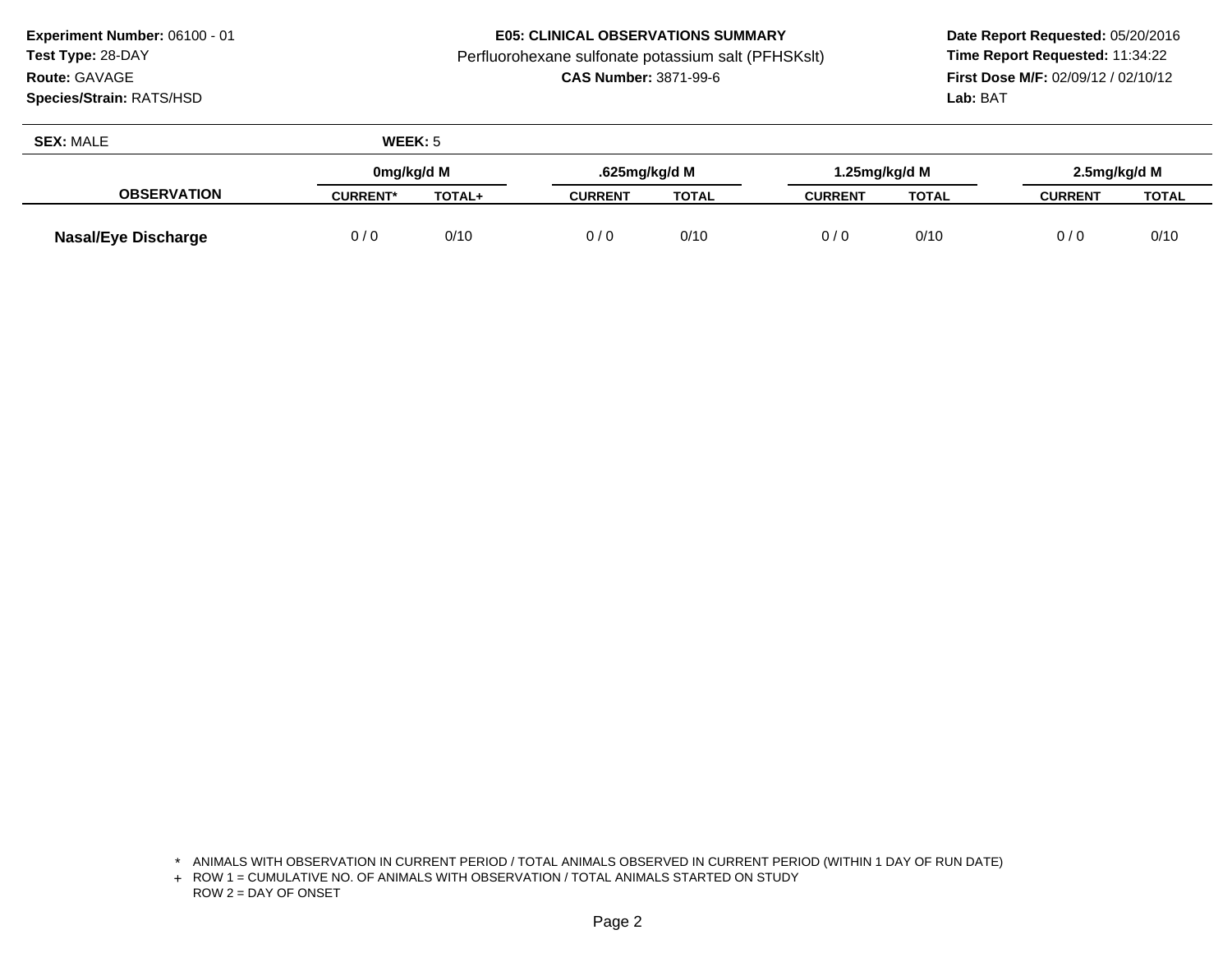**Experiment Number:** 06100 - 01
**Test Type:** 28-DAY
**Route:** GAVAGE
**Species/Strain:** RATS/HSD

**E05: CLINICAL OBSERVATIONS SUMMARY**
Perfluorohexane sulfonate potassium salt (PFHSKslt)
**CAS Number:** 3871-99-6

**Date Report Requested:** 05/20/2016
**Time Report Requested:** 11:34:22
**First Dose M/F:** 02/09/12 / 02/10/12
**Lab:** BAT

**SEX:** MALE **WEEK:** 5

| OBSERVATION | 0mg/kg/d M | | .625mg/kg/d M | | 1.25mg/kg/d M | | 2.5mg/kg/d M | |
|---|---|---|---|---|---|---|---|---|
| | CURRENT* | TOTAL+ | CURRENT | TOTAL | CURRENT | TOTAL | CURRENT | TOTAL |
| Nasal/Eye Discharge | 0 / 0 | 0/10 | 0 / 0 | 0/10 | 0 / 0 | 0/10 | 0 / 0 | 0/10 |

\* ANIMALS WITH OBSERVATION IN CURRENT PERIOD / TOTAL ANIMALS OBSERVED IN CURRENT PERIOD (WITHIN 1 DAY OF RUN DATE)
+ ROW 1 = CUMULATIVE NO. OF ANIMALS WITH OBSERVATION / TOTAL ANIMALS STARTED ON STUDY
ROW 2 = DAY OF ONSET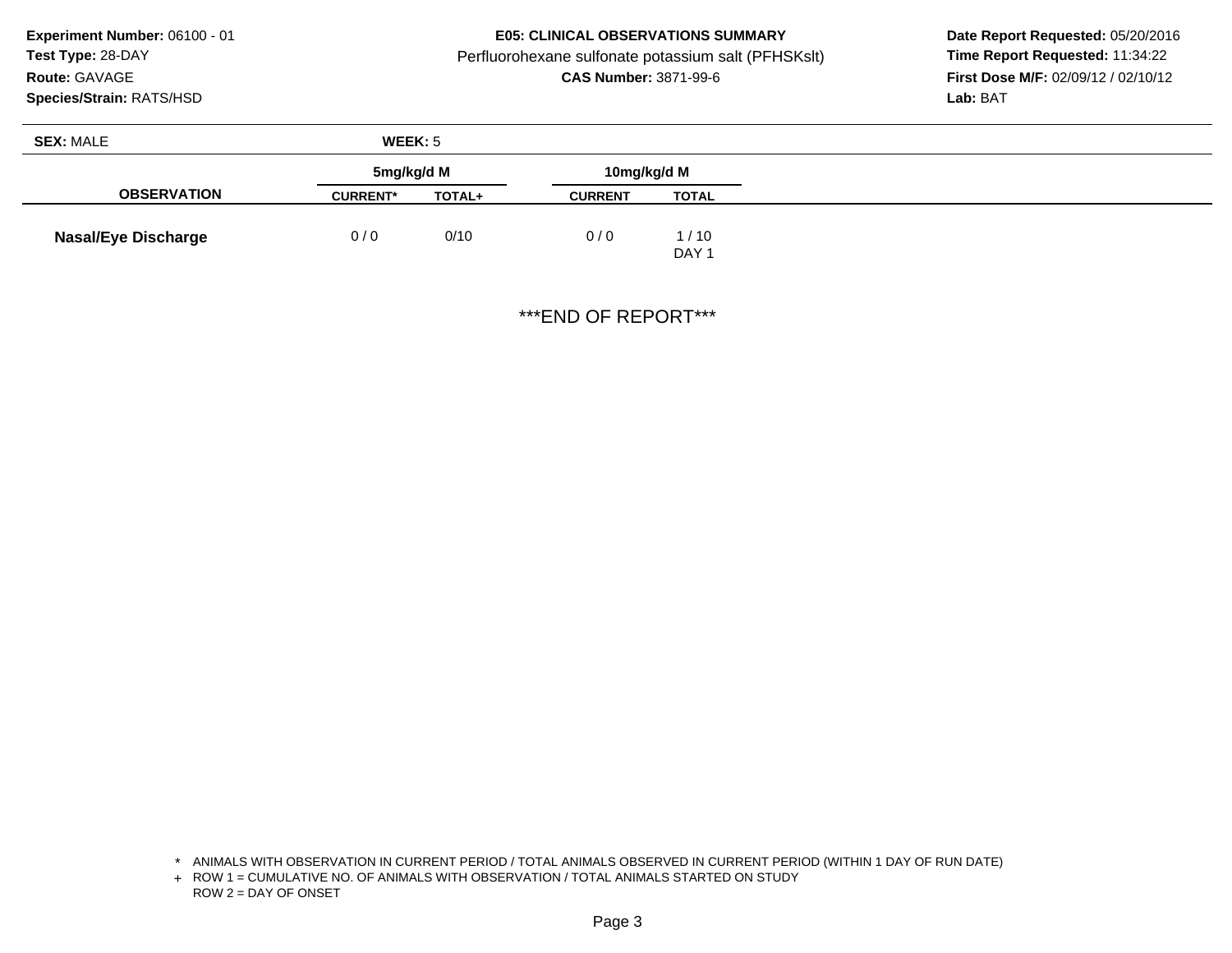**Experiment Number:** 06100 - 01
**Test Type:** 28-DAY
**Route:** GAVAGE
**Species/Strain:** RATS/HSD

**E05: CLINICAL OBSERVATIONS SUMMARY**
Perfluorohexane sulfonate potassium salt (PFHSKslt)
**CAS Number:** 3871-99-6

**Date Report Requested:** 05/20/2016
**Time Report Requested:** 11:34:22
**First Dose M/F:** 02/09/12 / 02/10/12
**Lab:** BAT

**SEX:** MALE **WEEK:** 5

| | 5mg/kg/d M | | 10mg/kg/d M | |
|---|---|---|---|---|
| **OBSERVATION** | **CURRENT*** | **TOTAL+** | **CURRENT** | **TOTAL** |
| **Nasal/Eye Discharge** | 0 / 0 | 0/10 | 0 / 0 | 1 / 10<br>DAY 1 |

***END OF REPORT***

\* ANIMALS WITH OBSERVATION IN CURRENT PERIOD / TOTAL ANIMALS OBSERVED IN CURRENT PERIOD (WITHIN 1 DAY OF RUN DATE)
\+ ROW 1 = CUMULATIVE NO. OF ANIMALS WITH OBSERVATION / TOTAL ANIMALS STARTED ON STUDY
ROW 2 = DAY OF ONSET